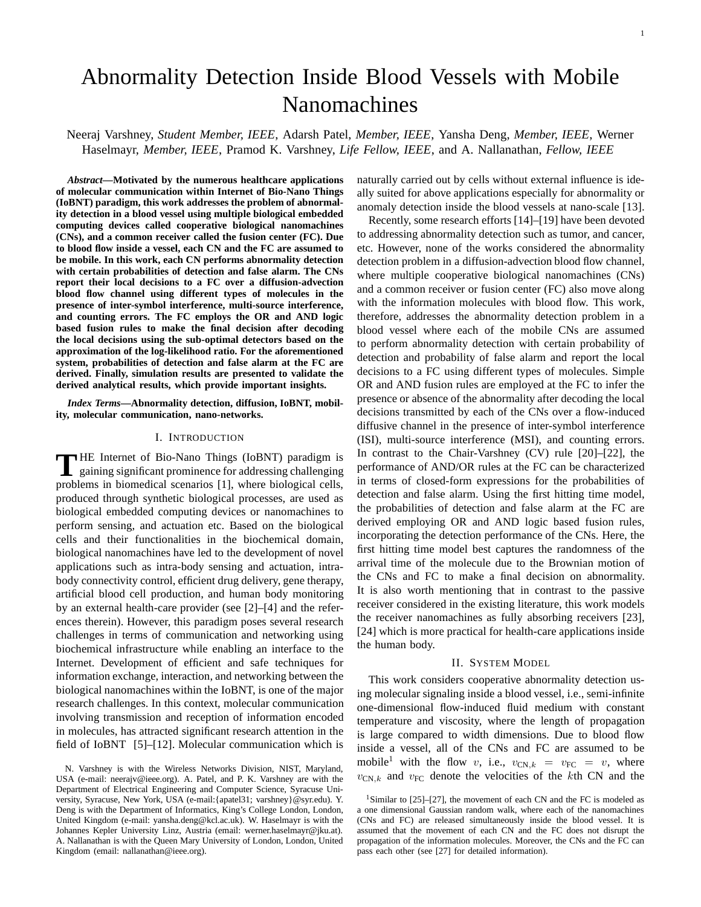# Abnormality Detection Inside Blood Vessels with Mobile Nanomachines

Neeraj Varshney, *Student Member, IEEE*, Adarsh Patel, *Member, IEEE*, Yansha Deng, *Member, IEEE*, Werner Haselmayr, *Member, IEEE*, Pramod K. Varshney, *Life Fellow, IEEE*, and A. Nallanathan, *Fellow, IEEE*

***Abstract*—Motivated by the numerous healthcare applications of molecular communication within Internet of Bio-Nano Things (IoBNT) paradigm, this work addresses the problem of abnormality detection in a blood vessel using multiple biological embedded computing devices called cooperative biological nanomachines (CNs), and a common receiver called the fusion center (FC). Due to blood flow inside a vessel, each CN and the FC are assumed to be mobile. In this work, each CN performs abnormality detection with certain probabilities of detection and false alarm. The CNs report their local decisions to a FC over a diffusion-advection blood flow channel using different types of molecules in the presence of inter-symbol interference, multi-source interference, and counting errors. The FC employs the OR and AND logic based fusion rules to make the final decision after decoding the local decisions using the sub-optimal detectors based on the approximation of the log-likelihood ratio. For the aforementioned system, probabilities of detection and false alarm at the FC are derived. Finally, simulation results are presented to validate the derived analytical results, which provide important insights.**

***Index Terms*—Abnormality detection, diffusion, IoBNT, mobility, molecular communication, nano-networks.**

## I. Introduction

The Internet of Bio-Nano Things (IoBNT) paradigm is gaining significant prominence for addressing challenging problems in biomedical scenarios [1], where biological cells, produced through synthetic biological processes, are used as biological embedded computing devices or nanomachines to perform sensing, and actuation etc. Based on the biological cells and their functionalities in the biochemical domain, biological nanomachines have led to the development of novel applications such as intra-body sensing and actuation, intra-body connectivity control, efficient drug delivery, gene therapy, artificial blood cell production, and human body monitoring by an external health-care provider (see [2]–[4] and the references therein). However, this paradigm poses several research challenges in terms of communication and networking using biochemical infrastructure while enabling an interface to the Internet. Development of efficient and safe techniques for information exchange, interaction, and networking between the biological nanomachines within the IoBNT, is one of the major research challenges. In this context, molecular communication involving transmission and reception of information encoded in molecules, has attracted significant research attention in the field of IoBNT [5]–[12]. Molecular communication which is naturally carried out by cells without external influence is ideally suited for above applications especially for abnormality or anomaly detection inside the blood vessels at nano-scale [13].

Recently, some research efforts [14]–[19] have been devoted to addressing abnormality detection such as tumor, and cancer, etc. However, none of the works considered the abnormality detection problem in a diffusion-advection blood flow channel, where multiple cooperative biological nanomachines (CNs) and a common receiver or fusion center (FC) also move along with the information molecules with blood flow. This work, therefore, addresses the abnormality detection problem in a blood vessel where each of the mobile CNs are assumed to perform abnormality detection with certain probability of detection and probability of false alarm and report the local decisions to a FC using different types of molecules. Simple OR and AND fusion rules are employed at the FC to infer the presence or absence of the abnormality after decoding the local decisions transmitted by each of the CNs over a flow-induced diffusive channel in the presence of inter-symbol interference (ISI), multi-source interference (MSI), and counting errors. In contrast to the Chair-Varshney (CV) rule [20]–[22], the performance of AND/OR rules at the FC can be characterized in terms of closed-form expressions for the probabilities of detection and false alarm. Using the first hitting time model, the probabilities of detection and false alarm at the FC are derived employing OR and AND logic based fusion rules, incorporating the detection performance of the CNs. Here, the first hitting time model best captures the randomness of the arrival time of the molecule due to the Brownian motion of the CNs and FC to make a final decision on abnormality. It is also worth mentioning that in contrast to the passive receiver considered in the existing literature, this work models the receiver nanomachines as fully absorbing receivers [23], [24] which is more practical for health-care applications inside the human body.

## II. System Model

This work considers cooperative abnormality detection using molecular signaling inside a blood vessel, i.e., semi-infinite one-dimensional flow-induced fluid medium with constant temperature and viscosity, where the length of propagation is large compared to width dimensions. Due to blood flow inside a vessel, all of the CNs and FC are assumed to be mobile[1] with the flow $v$, i.e., $v_{\text{CN},k} = v_{\text{FC}} = v$, where $v_{\text{CN},k}$ and $v_{\text{FC}}$ denote the velocities of the $k$th CN and the

[1] Similar to [25]–[27], the movement of each CN and the FC is modeled as a one dimensional Gaussian random walk, where each of the nanomachines (CNs and FC) are released simultaneously inside the blood vessel. It is assumed that the movement of each CN and the FC does not disrupt the propagation of the information molecules. Moreover, the CNs and the FC can pass each other (see [27] for detailed information).

N. Varshney is with the Wireless Networks Division, NIST, Maryland, USA (e-mail: neerajv@ieee.org). A. Patel, and P. K. Varshney are with the Department of Electrical Engineering and Computer Science, Syracuse University, Syracuse, New York, USA (e-mail:{apatel31; varshney}@syr.edu). Y. Deng is with the Department of Informatics, King's College London, London, United Kingdom (e-mail: yansha.deng@kcl.ac.uk). W. Haselmayr is with the Johannes Kepler University Linz, Austria (email: werner.haselmayr@jku.at). A. Nallanathan is with the Queen Mary University of London, London, United Kingdom (email: nallanathan@ieee.org).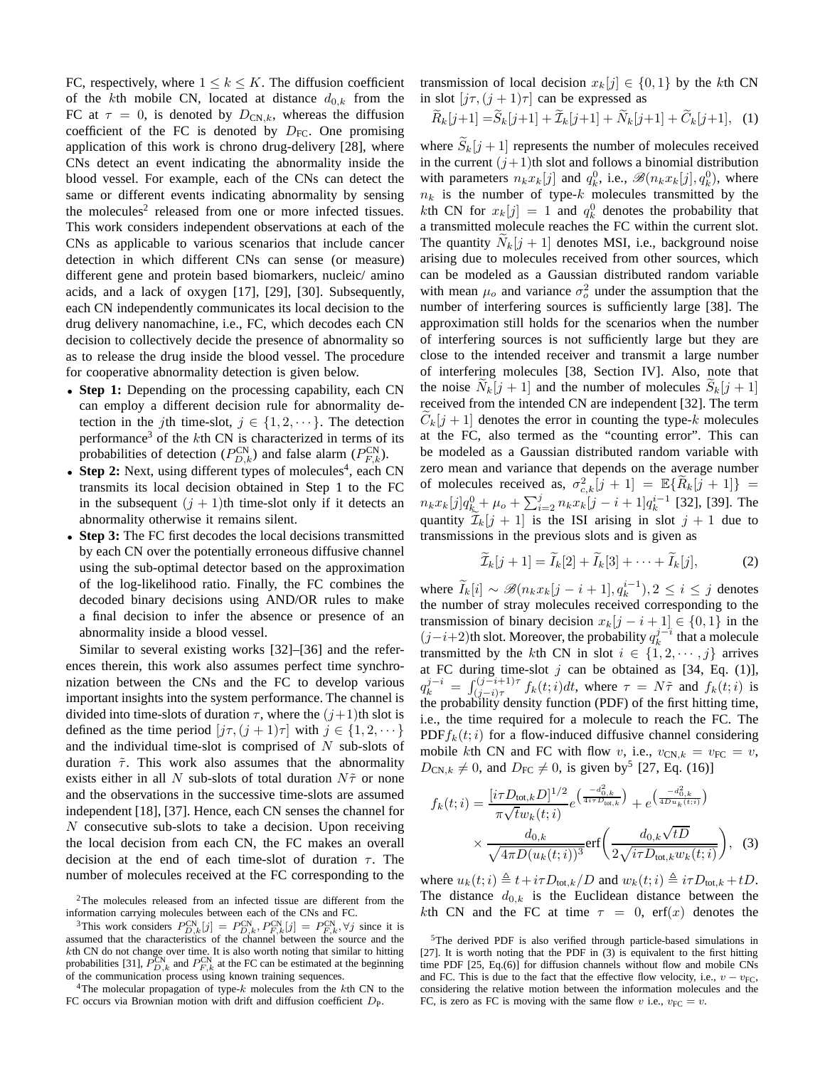FC, respectively, where $1 \leq k \leq K$. The diffusion coefficient of the $k$th mobile CN, located at distance $d_{0,k}$ from the FC at $\tau = 0$, is denoted by $D_{\text{CN},k}$, whereas the diffusion coefficient of the FC is denoted by $D_{\text{FC}}$. One promising application of this work is chrono drug-delivery [28], where CNs detect an event indicating the abnormality inside the blood vessel. For example, each of the CNs can detect the same or different events indicating abnormality by sensing the molecules[2] released from one or more infected tissues. This work considers independent observations at each of the CNs as applicable to various scenarios that include cancer detection in which different CNs can sense (or measure) different gene and protein based biomarkers, nucleic/ amino acids, and a lack of oxygen [17], [29], [30]. Subsequently, each CN independently communicates its local decision to the drug delivery nanomachine, i.e., FC, which decodes each CN decision to collectively decide the presence of abnormality so as to release the drug inside the blood vessel. The procedure for cooperative abnormality detection is given below.

- **Step 1:** Depending on the processing capability, each CN can employ a different decision rule for abnormality detection in the $j$th time-slot, $j \in \{1, 2, \cdots\}$. The detection performance[3] of the $k$th CN is characterized in terms of its probabilities of detection ($P_{D,k}^{\text{CN}}$) and false alarm ($P_{F,k}^{\text{CN}}$).
- **Step 2:** Next, using different types of molecules[4], each CN transmits its local decision obtained in Step 1 to the FC in the subsequent $(j+1)$th time-slot only if it detects an abnormality otherwise it remains silent.
- **Step 3:** The FC first decodes the local decisions transmitted by each CN over the potentially erroneous diffusive channel using the sub-optimal detector based on the approximation of the log-likelihood ratio. Finally, the FC combines the decoded binary decisions using AND/OR rules to make a final decision to infer the absence or presence of an abnormality inside a blood vessel.

Similar to several existing works [32]–[36] and the references therein, this work also assumes perfect time synchronization between the CNs and the FC to develop various important insights into the system performance. The channel is divided into time-slots of duration $\tau$, where the $(j+1)$th slot is defined as the time period $[j\tau, (j+1)\tau]$ with $j \in \{1, 2, \cdots\}$ and the individual time-slot is comprised of $N$ sub-slots of duration $\tilde{\tau}$. This work also assumes that the abnormality exists either in all $N$ sub-slots of total duration $N\tilde{\tau}$ or none and the observations in the successive time-slots are assumed independent [18], [37]. Hence, each CN senses the channel for $N$ consecutive sub-slots to take a decision. Upon receiving the local decision from each CN, the FC makes an overall decision at the end of each time-slot of duration $\tau$. The number of molecules received at the FC corresponding to the transmission of local decision $x_k[j] \in \{0, 1\}$ by the $k$th CN in slot $[j\tau, (j+1)\tau]$ can be expressed as

$$\widetilde{R}_k[j+1] = \widetilde{S}_k[j+1] + \widetilde{\mathcal{I}}_k[j+1] + \widetilde{N}_k[j+1] + \widetilde{C}_k[j+1], \quad (1)$$

where $\widetilde{S}_k[j+1]$ represents the number of molecules received in the current $(j+1)$th slot and follows a binomial distribution with parameters $n_k x_k[j]$ and $q_k^0$, i.e., $\mathscr{B}(n_k x_k[j], q_k^0)$, where $n_k$ is the number of type-$k$ molecules transmitted by the $k$th CN for $x_k[j] = 1$ and $q_k^0$ denotes the probability that a transmitted molecule reaches the FC within the current slot. The quantity $\widetilde{N}_k[j+1]$ denotes MSI, i.e., background noise arising due to molecules received from other sources, which can be modeled as a Gaussian distributed random variable with mean $\mu_o$ and variance $\sigma_o^2$ under the assumption that the number of interfering sources is sufficiently large [38]. The approximation still holds for the scenarios when the number of interfering sources is not sufficiently large but they are close to the intended receiver and transmit a large number of interfering molecules [38, Section IV]. Also, note that the noise $\widetilde{N}_k[j+1]$ and the number of molecules $\widetilde{S}_k[j+1]$ received from the intended CN are independent [32]. The term $\widetilde{C}_k[j+1]$ denotes the error in counting the type-$k$ molecules at the FC, also termed as the "counting error". This can be modeled as a Gaussian distributed random variable with zero mean and variance that depends on the average number of molecules received as, $\sigma_{c,k}^2[j+1] = \mathbb{E}\{\widetilde{R}_k[j+1]\} = n_k x_k[j] q_k^0 + \mu_o + \sum_{i=2}^{j} n_k x_k[j-i+1] q_k^{i-1}$ [32], [39]. The quantity $\widetilde{\mathcal{I}}_k[j+1]$ is the ISI arising in slot $j+1$ due to transmissions in the previous slots and is given as

$$\widetilde{\mathcal{I}}_k[j+1] = \widetilde{I}_k[2] + \widetilde{I}_k[3] + \cdots + \widetilde{I}_k[j], \quad (2)$$

where $\widetilde{I}_k[i] \sim \mathscr{B}(n_k x_k[j-i+1], q_k^{i-1}), 2 \leq i \leq j$ denotes the number of stray molecules received corresponding to the transmission of binary decision $x_k[j-i+1] \in \{0, 1\}$ in the $(j-i+2)$th slot. Moreover, the probability $q_k^{j-i}$ that a molecule transmitted by the $k$th CN in slot $i \in \{1, 2, \cdots, j\}$ arrives at FC during time-slot $j$ can be obtained as [34, Eq. (1)], $q_k^{j-i} = \int_{(j-i)\tau}^{(j-i+1)\tau} f_k(t; i) dt$, where $\tau = N\tilde{\tau}$ and $f_k(t; i)$ is the probability density function (PDF) of the first hitting time, i.e., the time required for a molecule to reach the FC. The PDF $f_k(t; i)$ for a flow-induced diffusive channel considering mobile $k$th CN and FC with flow $v$, i.e., $v_{\text{CN},k} = v_{\text{FC}} = v$, $D_{\text{CN},k} \neq 0$, and $D_{\text{FC}} \neq 0$, is given by[5] [27, Eq. (16)]

$$f_k(t; i) = \frac{[i\tau D_{\text{tot},k} D]^{1/2}}{\pi \sqrt{t} w_k(t; i)} e^{\left(\frac{-d_{0,k}^2}{4i\tau D_{\text{tot},k}}\right)} + e^{\left(\frac{-d_{0,k}^2}{4Du_k(t;i)}\right)} \times \frac{d_{0,k}}{\sqrt{4\pi D (u_k(t; i))^3}} \text{erf}\left(\frac{d_{0,k}\sqrt{tD}}{2\sqrt{i\tau D_{\text{tot},k} w_k(t; i)}}\right), \quad (3)$$

where $u_k(t; i) \triangleq t + i\tau D_{\text{tot},k}/D$ and $w_k(t; i) \triangleq i\tau D_{\text{tot},k} + tD$. The distance $d_{0,k}$ is the Euclidean distance between the $k$th CN and the FC at time $\tau = 0$, $\text{erf}(x)$ denotes the

---

[2] The molecules released from an infected tissue are different from the information carrying molecules between each of the CNs and FC.

[3] This work considers $P_{D,k}^{\text{CN}}[j] = P_{D,k}^{\text{CN}}, P_{F,k}^{\text{CN}}[j] = P_{F,k}^{\text{CN}}, \forall j$ since it is assumed that the characteristics of the channel between the source and the $k$th CN do not change over time. It is also worth noting that similar to hitting probabilities [31], $P_{D,k}^{\text{CN}}$ and $P_{F,k}^{\text{CN}}$ at the FC can be estimated at the beginning of the communication process using known training sequences.

[4] The molecular propagation of type-$k$ molecules from the $k$th CN to the FC occurs via Brownian motion with drift and diffusion coefficient $D_{\text{P}}$.

[5] The derived PDF is also verified through particle-based simulations in [27]. It is worth noting that the PDF in (3) is equivalent to the first hitting time PDF [25, Eq.(6)] for diffusion channels without flow and mobile CNs and FC. This is due to the fact that the effective flow velocity, i.e., $v - v_{\text{FC}}$, considering the relative motion between the information molecules and the FC, is zero as FC is moving with the same flow $v$ i.e., $v_{\text{FC}} = v$.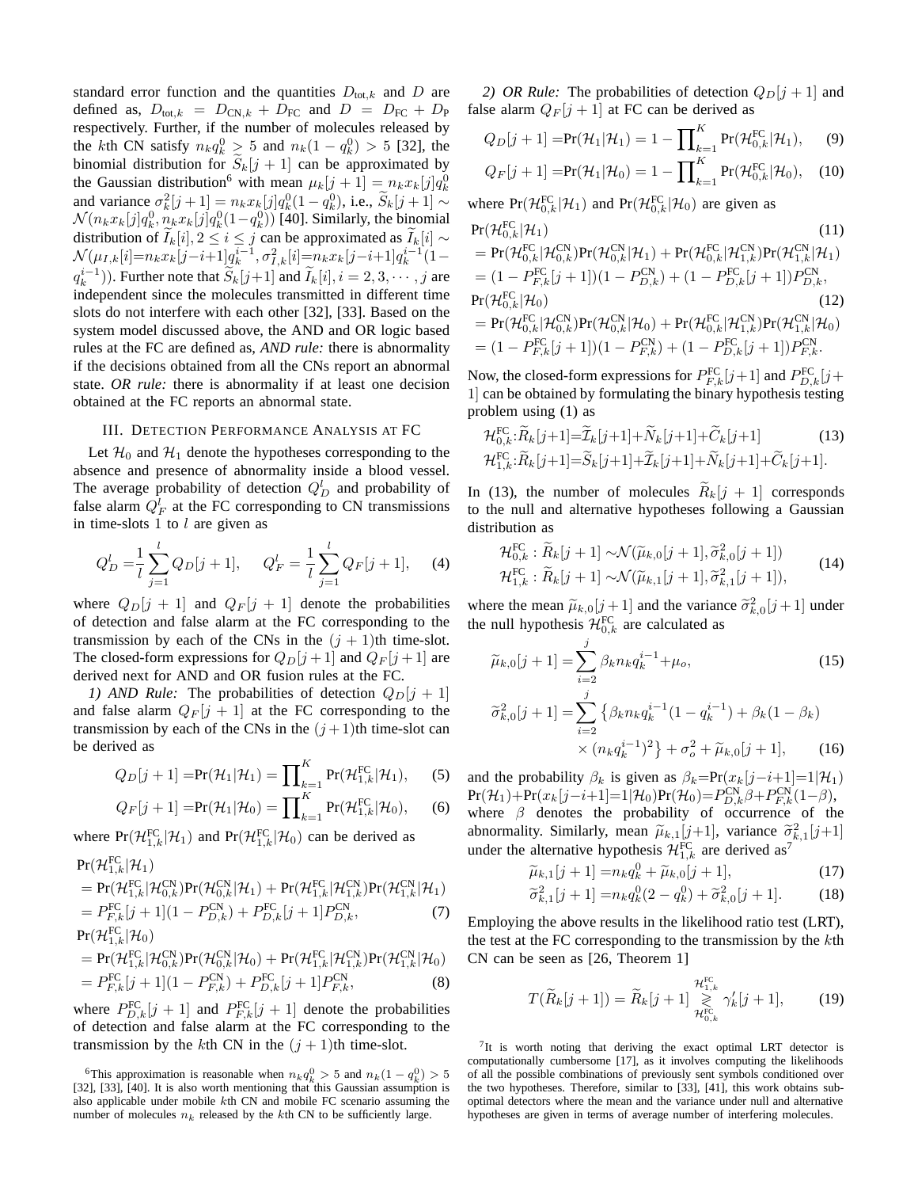standard error function and the quantities $D_{\text{tot},k}$ and $D$ are defined as, $D_{\text{tot},k} = D_{\text{CN},k} + D_{\text{FC}}$ and $D = D_{\text{FC}} + D_{\text{P}}$ respectively. Further, if the number of molecules released by the $k$th CN satisfy $n_k q_k^0 \geq 5$ and $n_k(1-q_k^0) > 5$ [32], the binomial distribution for $\widetilde{S}_k[j+1]$ can be approximated by the Gaussian distribution[6] with mean $\mu_k[j+1] = n_k x_k[j] q_k^0$ and variance $\sigma_k^2[j+1] = n_k x_k[j] q_k^0(1-q_k^0)$, i.e., $\widetilde{S}_k[j+1] \sim \mathcal{N}(n_k x_k[j] q_k^0, n_k x_k[j] q_k^0(1-q_k^0))$ [40]. Similarly, the binomial distribution of $\widetilde{I}_k[i], 2 \leq i \leq j$ can be approximated as $\widetilde{I}_k[i] \sim \mathcal{N}(\mu_{I,k}[i]{=}n_k x_k[j-i+1] q_k^{i-1}, \sigma_{I,k}^2[i]{=}n_k x_k[j-i+1] q_k^{i-1}(1-q_k^{i-1}))$. Further note that $\widetilde{S}_k[j+1]$ and $\widetilde{I}_k[i], i = 2, 3, \cdots, j$ are independent since the molecules transmitted in different time slots do not interfere with each other [32], [33]. Based on the system model discussed above, the AND and OR logic based rules at the FC are defined as, *AND rule:* there is abnormality if the decisions obtained from all the CNs report an abnormal state. *OR rule:* there is abnormality if at least one decision obtained at the FC reports an abnormal state.

## III. Detection Performance Analysis at FC

Let $\mathcal{H}_0$ and $\mathcal{H}_1$ denote the hypotheses corresponding to the absence and presence of abnormality inside a blood vessel. The average probability of detection $Q_D^l$ and probability of false alarm $Q_F^l$ at the FC corresponding to CN transmissions in time-slots 1 to $l$ are given as

$$Q_D^l = \frac{1}{l}\sum_{j=1}^{l} Q_D[j+1], \quad Q_F^l = \frac{1}{l}\sum_{j=1}^{l} Q_F[j+1], \tag{4}$$

where $Q_D[j+1]$ and $Q_F[j+1]$ denote the probabilities of detection and false alarm at the FC corresponding to the transmission by each of the CNs in the $(j+1)$th time-slot. The closed-form expressions for $Q_D[j+1]$ and $Q_F[j+1]$ are derived next for AND and OR fusion rules at the FC.

*1) AND Rule:* The probabilities of detection $Q_D[j+1]$ and false alarm $Q_F[j+1]$ at the FC corresponding to the transmission by each of the CNs in the $(j+1)$th time-slot can be derived as

$$Q_D[j+1] = \Pr(\mathcal{H}_1|\mathcal{H}_1) = \prod_{k=1}^{K} \Pr(\mathcal{H}_{1,k}^{\text{FC}}|\mathcal{H}_1), \tag{5}$$

$$Q_F[j+1] = \Pr(\mathcal{H}_1|\mathcal{H}_0) = \prod_{k=1}^{K} \Pr(\mathcal{H}_{1,k}^{\text{FC}}|\mathcal{H}_0), \tag{6}$$

where $\Pr(\mathcal{H}_{1,k}^{\text{FC}}|\mathcal{H}_1)$ and $\Pr(\mathcal{H}_{1,k}^{\text{FC}}|\mathcal{H}_0)$ can be derived as

$$\begin{aligned}
&\Pr(\mathcal{H}_{1,k}^{\text{FC}}|\mathcal{H}_1) \\
&= \Pr(\mathcal{H}_{1,k}^{\text{FC}}|\mathcal{H}_{0,k}^{\text{CN}})\Pr(\mathcal{H}_{0,k}^{\text{CN}}|\mathcal{H}_1) + \Pr(\mathcal{H}_{1,k}^{\text{FC}}|\mathcal{H}_{1,k}^{\text{CN}})\Pr(\mathcal{H}_{1,k}^{\text{CN}}|\mathcal{H}_1) \\
&= P_{F,k}^{\text{FC}}[j+1](1-P_{D,k}^{\text{CN}}) + P_{D,k}^{\text{FC}}[j+1]P_{D,k}^{\text{CN}}, \qquad (7) \\
&\Pr(\mathcal{H}_{1,k}^{\text{FC}}|\mathcal{H}_0) \\
&= \Pr(\mathcal{H}_{1,k}^{\text{FC}}|\mathcal{H}_{0,k}^{\text{CN}})\Pr(\mathcal{H}_{0,k}^{\text{CN}}|\mathcal{H}_0) + \Pr(\mathcal{H}_{1,k}^{\text{FC}}|\mathcal{H}_{1,k}^{\text{CN}})\Pr(\mathcal{H}_{1,k}^{\text{CN}}|\mathcal{H}_0) \\
&= P_{F,k}^{\text{FC}}[j+1](1-P_{F,k}^{\text{CN}}) + P_{D,k}^{\text{FC}}[j+1]P_{F,k}^{\text{CN}}, \qquad (8)
\end{aligned}$$

where $P_{D,k}^{\text{FC}}[j+1]$ and $P_{F,k}^{\text{FC}}[j+1]$ denote the probabilities of detection and false alarm at the FC corresponding to the transmission by the $k$th CN in the $(j+1)$th time-slot.

*2) OR Rule:* The probabilities of detection $Q_D[j+1]$ and false alarm $Q_F[j+1]$ at FC can be derived as

$$Q_D[j+1] = \Pr(\mathcal{H}_1|\mathcal{H}_1) = 1 - \prod_{k=1}^{K} \Pr(\mathcal{H}_{0,k}^{\text{FC}}|\mathcal{H}_1), \tag{9}$$

$$Q_F[j+1] = \Pr(\mathcal{H}_1|\mathcal{H}_0) = 1 - \prod_{k=1}^{K} \Pr(\mathcal{H}_{0,k}^{\text{FC}}|\mathcal{H}_0), \tag{10}$$

where $\Pr(\mathcal{H}_{0,k}^{\text{FC}}|\mathcal{H}_1)$ and $\Pr(\mathcal{H}_{0,k}^{\text{FC}}|\mathcal{H}_0)$ are given as

$$\begin{aligned}
&\Pr(\mathcal{H}_{0,k}^{\text{FC}}|\mathcal{H}_1) \qquad (11) \\
&= \Pr(\mathcal{H}_{0,k}^{\text{FC}}|\mathcal{H}_{0,k}^{\text{CN}})\Pr(\mathcal{H}_{0,k}^{\text{CN}}|\mathcal{H}_1) + \Pr(\mathcal{H}_{0,k}^{\text{FC}}|\mathcal{H}_{1,k}^{\text{CN}})\Pr(\mathcal{H}_{1,k}^{\text{CN}}|\mathcal{H}_1) \\
&= (1-P_{F,k}^{\text{FC}}[j+1])(1-P_{D,k}^{\text{CN}}) + (1-P_{D,k}^{\text{FC}}[j+1])P_{D,k}^{\text{CN}}, \\
&\Pr(\mathcal{H}_{0,k}^{\text{FC}}|\mathcal{H}_0) \qquad (12) \\
&= \Pr(\mathcal{H}_{0,k}^{\text{FC}}|\mathcal{H}_{0,k}^{\text{CN}})\Pr(\mathcal{H}_{0,k}^{\text{CN}}|\mathcal{H}_0) + \Pr(\mathcal{H}_{0,k}^{\text{FC}}|\mathcal{H}_{1,k}^{\text{CN}})\Pr(\mathcal{H}_{1,k}^{\text{CN}}|\mathcal{H}_0) \\
&= (1-P_{F,k}^{\text{FC}}[j+1])(1-P_{F,k}^{\text{CN}}) + (1-P_{D,k}^{\text{FC}}[j+1])P_{F,k}^{\text{CN}}.
\end{aligned}$$

Now, the closed-form expressions for $P_{F,k}^{\text{FC}}[j+1]$ and $P_{D,k}^{\text{FC}}[j+1]$ can be obtained by formulating the binary hypothesis testing problem using (1) as

$$\begin{aligned}
&\mathcal{H}_{0,k}^{\text{FC}}: \widetilde{R}_k[j+1] = \widetilde{\mathcal{I}}_k[j+1] + \widetilde{N}_k[j+1] + \widetilde{C}_k[j+1] \qquad (13) \\
&\mathcal{H}_{1,k}^{\text{FC}}: \widetilde{R}_k[j+1] = \widetilde{S}_k[j+1] + \widetilde{\mathcal{I}}_k[j+1] + \widetilde{N}_k[j+1] + \widetilde{C}_k[j+1].
\end{aligned}$$

In (13), the number of molecules $\widetilde{R}_k[j+1]$ corresponds to the null and alternative hypotheses following a Gaussian distribution as

$$\begin{aligned}
\mathcal{H}_{0,k}^{\text{FC}} &: \widetilde{R}_k[j+1] \sim \mathcal{N}(\widetilde{\mu}_{k,0}[j+1], \widetilde{\sigma}_{k,0}^2[j+1]) \\
\mathcal{H}_{1,k}^{\text{FC}} &: \widetilde{R}_k[j+1] \sim \mathcal{N}(\widetilde{\mu}_{k,1}[j+1], \widetilde{\sigma}_{k,1}^2[j+1]),
\end{aligned} \tag{14}$$

where the mean $\widetilde{\mu}_{k,0}[j+1]$ and the variance $\widetilde{\sigma}_{k,0}^2[j+1]$ under the null hypothesis $\mathcal{H}_{0,k}^{\text{FC}}$ are calculated as

$$\widetilde{\mu}_{k,0}[j+1] = \sum_{i=2}^{j} \beta_k n_k q_k^{i-1} + \mu_o, \tag{15}$$

$$\begin{aligned}
\widetilde{\sigma}_{k,0}^2[j+1] = \sum_{i=2}^{j} \big\{ &\beta_k n_k q_k^{i-1}(1-q_k^{i-1}) + \beta_k(1-\beta_k) \\
&\times (n_k q_k^{i-1})^2 \big\} + \sigma_o^2 + \widetilde{\mu}_{k,0}[j+1],
\end{aligned} \tag{16}$$

and the probability $\beta_k$ is given as $\beta_k{=}\Pr(x_k[j-i+1]{=}1|\mathcal{H}_1)\Pr(\mathcal{H}_1){+}\Pr(x_k[j-i+1]{=}1|\mathcal{H}_0)\Pr(\mathcal{H}_0){=}P_{D,k}^{\text{CN}}\beta{+}P_{F,k}^{\text{CN}}(1-\beta)$, where $\beta$ denotes the probability of occurrence of the abnormality. Similarly, mean $\widetilde{\mu}_{k,1}[j+1]$, variance $\widetilde{\sigma}_{k,1}^2[j+1]$ under the alternative hypothesis $\mathcal{H}_{1,k}^{\text{FC}}$ are derived as[7]

$$\widetilde{\mu}_{k,1}[j+1] = n_k q_k^0 + \widetilde{\mu}_{k,0}[j+1], \tag{17}$$

$$\widetilde{\sigma}_{k,1}^2[j+1] = n_k q_k^0(2-q_k^0) + \widetilde{\sigma}_{k,0}^2[j+1]. \tag{18}$$

Employing the above results in the likelihood ratio test (LRT), the test at the FC corresponding to the transmission by the $k$th CN can be seen as [26, Theorem 1]

$$T(\widetilde{R}_k[j+1]) = \widetilde{R}_k[j+1] \underset{\mathcal{H}_{0,k}^{\text{FC}}}{\overset{\mathcal{H}_{1,k}^{\text{FC}}}{\gtrless}} \gamma_k'[j+1], \tag{19}$$

[6] This approximation is reasonable when $n_k q_k^0 > 5$ and $n_k(1-q_k^0) > 5$ [32], [33], [40]. It is also worth mentioning that this Gaussian assumption is also applicable under mobile $k$th CN and mobile FC scenario assuming the number of molecules $n_k$ released by the $k$th CN to be sufficiently large.

[7] It is worth noting that deriving the exact optimal LRT detector is computationally cumbersome [17], as it involves computing the likelihoods of all the possible combinations of previously sent symbols conditioned over the two hypotheses. Therefore, similar to [33], [41], this work obtains sub-optimal detectors where the mean and the variance under null and alternative hypotheses are given in terms of average number of interfering molecules.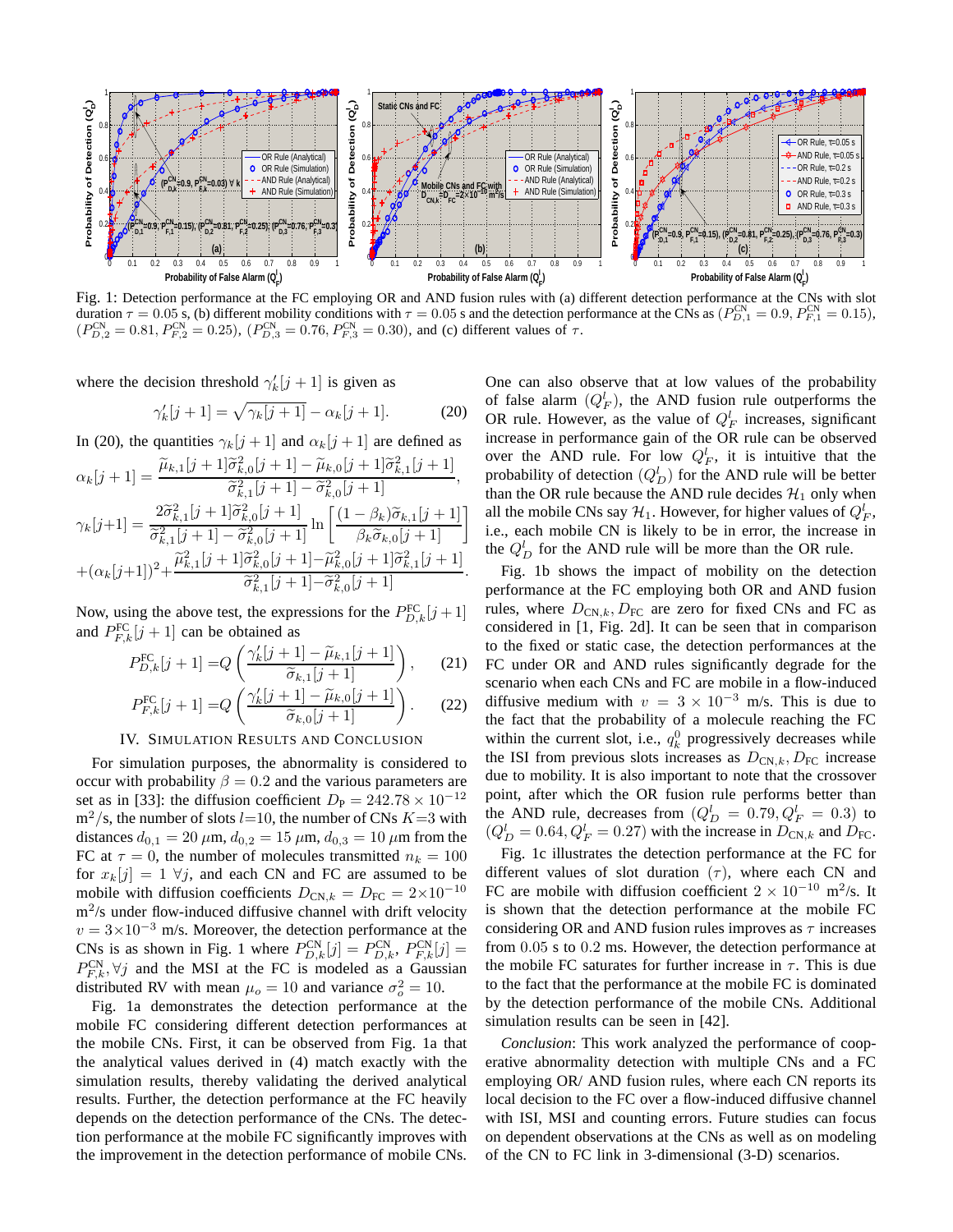Fig. 1: Detection performance at the FC employing OR and AND fusion rules with (a) different detection performance at the CNs with slot duration $\tau = 0.05$ s, (b) different mobility conditions with $\tau = 0.05$ s and the detection performance at the CNs as $(P_{D,1}^{\text{CN}} = 0.9,\ P_{F,1}^{\text{CN}} = 0.15)$, $(P_{D,2}^{\text{CN}} = 0.81,\ P_{F,2}^{\text{CN}} = 0.25)$, $(P_{D,3}^{\text{CN}} = 0.76,\ P_{F,3}^{\text{CN}} = 0.30)$, and (c) different values of $\tau$.

where the decision threshold $\gamma_k'[j+1]$ is given as

$$\gamma_k'[j+1] = \sqrt{\gamma_k[j+1]} - \alpha_k[j+1]. \tag{20}$$

In (20), the quantities $\gamma_k[j+1]$ and $\alpha_k[j+1]$ are defined as

$$\alpha_k[j+1] = \frac{\widetilde{\mu}_{k,1}[j+1]\widetilde{\sigma}_{k,0}^2[j+1] - \widetilde{\mu}_{k,0}[j+1]\widetilde{\sigma}_{k,1}^2[j+1]}{\widetilde{\sigma}_{k,1}^2[j+1] - \widetilde{\sigma}_{k,0}^2[j+1]},$$

$$\gamma_k[j+1] = \frac{2\widetilde{\sigma}_{k,1}^2[j+1]\widetilde{\sigma}_{k,0}^2[j+1]}{\widetilde{\sigma}_{k,1}^2[j+1] - \widetilde{\sigma}_{k,0}^2[j+1]} \ln\left[\frac{(1-\beta_k)\widetilde{\sigma}_{k,1}[j+1]}{\beta_k \widetilde{\sigma}_{k,0}[j+1]}\right]$$
$$+ (\alpha_k[j+1])^2 + \frac{\widetilde{\mu}_{k,1}^2[j+1]\widetilde{\sigma}_{k,0}^2[j+1] - \widetilde{\mu}_{k,0}^2[j+1]\widetilde{\sigma}_{k,1}^2[j+1]}{\widetilde{\sigma}_{k,1}^2[j+1] - \widetilde{\sigma}_{k,0}^2[j+1]}.$$

Now, using the above test, the expressions for the $P_{D,k}^{\text{FC}}[j+1]$ and $P_{F,k}^{\text{FC}}[j+1]$ can be obtained as

$$P_{D,k}^{\text{FC}}[j+1] = Q\left(\frac{\gamma_k'[j+1] - \widetilde{\mu}_{k,1}[j+1]}{\widetilde{\sigma}_{k,1}[j+1]}\right), \tag{21}$$

$$P_{F,k}^{\text{FC}}[j+1] = Q\left(\frac{\gamma_k'[j+1] - \widetilde{\mu}_{k,0}[j+1]}{\widetilde{\sigma}_{k,0}[j+1]}\right). \tag{22}$$

## IV. Simulation Results and Conclusion

For simulation purposes, the abnormality is considered to occur with probability $\beta = 0.2$ and the various parameters are set as in [33]: the diffusion coefficient $D_{\text{P}} = 242.78 \times 10^{-12}$ $\text{m}^2$/s, the number of slots $l$=10, the number of CNs $K$=3 with distances $d_{0,1} = 20$ $\mu$m, $d_{0,2} = 15$ $\mu$m, $d_{0,3} = 10$ $\mu$m from the FC at $\tau = 0$, the number of molecules transmitted $n_k = 100$ for $x_k[j] = 1$ $\forall j$, and each CN and FC are assumed to be mobile with diffusion coefficients $D_{\text{CN},k} = D_{\text{FC}} = 2\times10^{-10}$ $\text{m}^2$/s under flow-induced diffusive channel with drift velocity $v = 3\times10^{-3}$ m/s. Moreover, the detection performance at the CNs is as shown in Fig. 1 where $P_{D,k}^{\text{CN}}[j] = P_{D,k}^{\text{CN}}$, $P_{F,k}^{\text{CN}}[j] = P_{F,k}^{\text{CN}}, \forall j$ and the MSI at the FC is modeled as a Gaussian distributed RV with mean $\mu_o = 10$ and variance $\sigma_o^2 = 10$.

Fig. 1a demonstrates the detection performance at the mobile FC considering different detection performances at the mobile CNs. First, it can be observed from Fig. 1a that the analytical values derived in (4) match exactly with the simulation results, thereby validating the derived analytical results. Further, the detection performance at the FC heavily depends on the detection performance of the CNs. The detection performance at the mobile FC significantly improves with the improvement in the detection performance of mobile CNs. One can also observe that at low values of the probability of false alarm $(Q_F^l)$, the AND fusion rule outperforms the OR rule. However, as the value of $Q_F^l$ increases, significant increase in performance gain of the OR rule can be observed over the AND rule. For low $Q_F^l$, it is intuitive that the probability of detection $(Q_D^l)$ for the AND rule will be better than the OR rule because the AND rule decides $\mathcal{H}_1$ only when all the mobile CNs say $\mathcal{H}_1$. However, for higher values of $Q_F^l$, i.e., each mobile CN is likely to be in error, the increase in the $Q_D^l$ for the AND rule will be more than the OR rule.

Fig. 1b shows the impact of mobility on the detection performance at the FC employing both OR and AND fusion rules, where $D_{\text{CN},k}, D_{\text{FC}}$ are zero for fixed CNs and FC as considered in [1, Fig. 2d]. It can be seen that in comparison to the fixed or static case, the detection performances at the FC under OR and AND rules significantly degrade for the scenario when each CNs and FC are mobile in a flow-induced diffusive medium with $v = 3 \times 10^{-3}$ m/s. This is due to the fact that the probability of a molecule reaching the FC within the current slot, i.e., $q_k^0$ progressively decreases while the ISI from previous slots increases as $D_{\text{CN},k}, D_{\text{FC}}$ increase due to mobility. It is also important to note that the crossover point, after which the OR fusion rule performs better than the AND rule, decreases from $(Q_D^l = 0.79, Q_F^l = 0.3)$ to $(Q_D^l = 0.64, Q_F^l = 0.27)$ with the increase in $D_{\text{CN},k}$ and $D_{\text{FC}}$.

Fig. 1c illustrates the detection performance at the FC for different values of slot duration $(\tau)$, where each CN and FC are mobile with diffusion coefficient $2 \times 10^{-10}$ $\text{m}^2$/s. It is shown that the detection performance at the mobile FC considering OR and AND fusion rules improves as $\tau$ increases from 0.05 s to 0.2 ms. However, the detection performance at the mobile FC saturates for further increase in $\tau$. This is due to the fact that the performance at the mobile FC is dominated by the detection performance of the mobile CNs. Additional simulation results can be seen in [42].

*Conclusion*: This work analyzed the performance of cooperative abnormality detection with multiple CNs and a FC employing OR/ AND fusion rules, where each CN reports its local decision to the FC over a flow-induced diffusive channel with ISI, MSI and counting errors. Future studies can focus on dependent observations at the CNs as well as on modeling of the CN to FC link in 3-dimensional (3-D) scenarios.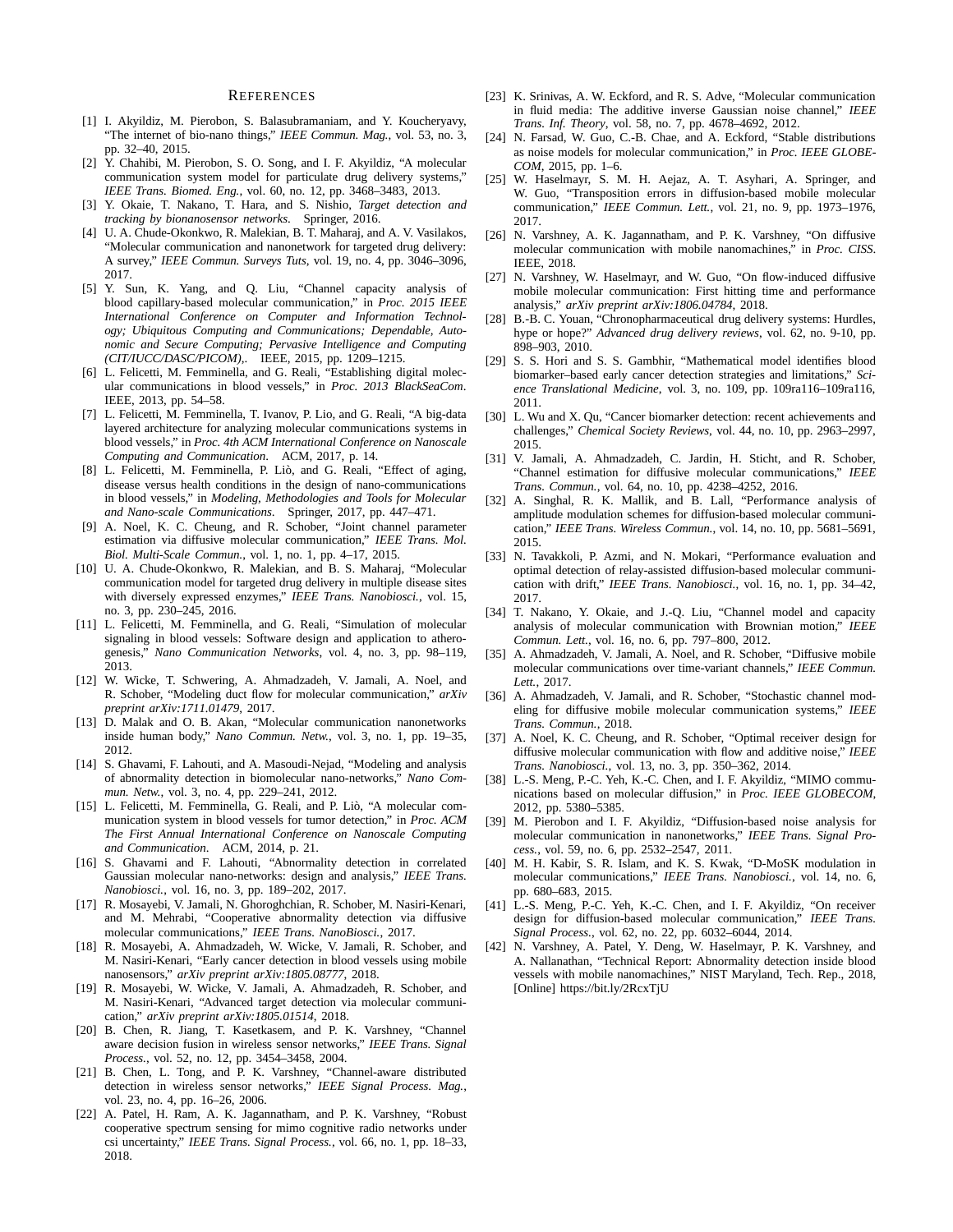## REFERENCES

[1] I. Akyildiz, M. Pierobon, S. Balasubramaniam, and Y. Koucheryavy, "The internet of bio-nano things," *IEEE Commun. Mag.*, vol. 53, no. 3, pp. 32–40, 2015.

[2] Y. Chahibi, M. Pierobon, S. O. Song, and I. F. Akyildiz, "A molecular communication system model for particulate drug delivery systems," *IEEE Trans. Biomed. Eng.*, vol. 60, no. 12, pp. 3468–3483, 2013.

[3] Y. Okaie, T. Nakano, T. Hara, and S. Nishio, *Target detection and tracking by bionanosensor networks*. Springer, 2016.

[4] U. A. Chude-Okonkwo, R. Malekian, B. T. Maharaj, and A. V. Vasilakos, "Molecular communication and nanonetwork for targeted drug delivery: A survey," *IEEE Commun. Surveys Tuts*, vol. 19, no. 4, pp. 3046–3096, 2017.

[5] Y. Sun, K. Yang, and Q. Liu, "Channel capacity analysis of blood capillary-based molecular communication," in *Proc. 2015 IEEE International Conference on Computer and Information Technology; Ubiquitous Computing and Communications; Dependable, Autonomic and Secure Computing; Pervasive Intelligence and Computing (CIT/IUCC/DASC/PICOM),*. IEEE, 2015, pp. 1209–1215.

[6] L. Felicetti, M. Femminella, and G. Reali, "Establishing digital molecular communications in blood vessels," in *Proc. 2013 BlackSeaCom*. IEEE, 2013, pp. 54–58.

[7] L. Felicetti, M. Femminella, T. Ivanov, P. Lio, and G. Reali, "A big-data layered architecture for analyzing molecular communications systems in blood vessels," in *Proc. 4th ACM International Conference on Nanoscale Computing and Communication*. ACM, 2017, p. 14.

[8] L. Felicetti, M. Femminella, P. Liò, and G. Reali, "Effect of aging, disease versus health conditions in the design of nano-communications in blood vessels," in *Modeling, Methodologies and Tools for Molecular and Nano-scale Communications*. Springer, 2017, pp. 447–471.

[9] A. Noel, K. C. Cheung, and R. Schober, "Joint channel parameter estimation via diffusive molecular communication," *IEEE Trans. Mol. Biol. Multi-Scale Commun.*, vol. 1, no. 1, pp. 4–17, 2015.

[10] U. A. Chude-Okonkwo, R. Malekian, and B. S. Maharaj, "Molecular communication model for targeted drug delivery in multiple disease sites with diversely expressed enzymes," *IEEE Trans. Nanobiosci.*, vol. 15, no. 3, pp. 230–245, 2016.

[11] L. Felicetti, M. Femminella, and G. Reali, "Simulation of molecular signaling in blood vessels: Software design and application to atherogenesis," *Nano Communication Networks*, vol. 4, no. 3, pp. 98–119, 2013.

[12] W. Wicke, T. Schwering, A. Ahmadzadeh, V. Jamali, A. Noel, and R. Schober, "Modeling duct flow for molecular communication," *arXiv preprint arXiv:1711.01479*, 2017.

[13] D. Malak and O. B. Akan, "Molecular communication nanonetworks inside human body," *Nano Commun. Netw.*, vol. 3, no. 1, pp. 19–35, 2012.

[14] S. Ghavami, F. Lahouti, and A. Masoudi-Nejad, "Modeling and analysis of abnormality detection in biomolecular nano-networks," *Nano Commun. Netw.*, vol. 3, no. 4, pp. 229–241, 2012.

[15] L. Felicetti, M. Femminella, G. Reali, and P. Liò, "A molecular communication system in blood vessels for tumor detection," in *Proc. ACM The First Annual International Conference on Nanoscale Computing and Communication*. ACM, 2014, p. 21.

[16] S. Ghavami and F. Lahouti, "Abnormality detection in correlated Gaussian molecular nano-networks: design and analysis," *IEEE Trans. Nanobiosci.*, vol. 16, no. 3, pp. 189–202, 2017.

[17] R. Mosayebi, V. Jamali, N. Ghoroghchian, R. Schober, M. Nasiri-Kenari, and M. Mehrabi, "Cooperative abnormality detection via diffusive molecular communications," *IEEE Trans. NanoBiosci.*, 2017.

[18] R. Mosayebi, A. Ahmadzadeh, W. Wicke, V. Jamali, R. Schober, and M. Nasiri-Kenari, "Early cancer detection in blood vessels using mobile nanosensors," *arXiv preprint arXiv:1805.08777*, 2018.

[19] R. Mosayebi, W. Wicke, V. Jamali, A. Ahmadzadeh, R. Schober, and M. Nasiri-Kenari, "Advanced target detection via molecular communication," *arXiv preprint arXiv:1805.01514*, 2018.

[20] B. Chen, R. Jiang, T. Kasetkasem, and P. K. Varshney, "Channel aware decision fusion in wireless sensor networks," *IEEE Trans. Signal Process.*, vol. 52, no. 12, pp. 3454–3458, 2004.

[21] B. Chen, L. Tong, and P. K. Varshney, "Channel-aware distributed detection in wireless sensor networks," *IEEE Signal Process. Mag.*, vol. 23, no. 4, pp. 16–26, 2006.

[22] A. Patel, H. Ram, A. K. Jagannatham, and P. K. Varshney, "Robust cooperative spectrum sensing for mimo cognitive radio networks under csi uncertainty," *IEEE Trans. Signal Process.*, vol. 66, no. 1, pp. 18–33, 2018.

[23] K. Srinivas, A. W. Eckford, and R. S. Adve, "Molecular communication in fluid media: The additive inverse Gaussian noise channel," *IEEE Trans. Inf. Theory*, vol. 58, no. 7, pp. 4678–4692, 2012.

[24] N. Farsad, W. Guo, C.-B. Chae, and A. Eckford, "Stable distributions as noise models for molecular communication," in *Proc. IEEE GLOBECOM*, 2015, pp. 1–6.

[25] W. Haselmayr, S. M. H. Aejaz, A. T. Asyhari, A. Springer, and W. Guo, "Transposition errors in diffusion-based mobile molecular communication," *IEEE Commun. Lett.*, vol. 21, no. 9, pp. 1973–1976, 2017.

[26] N. Varshney, A. K. Jagannatham, and P. K. Varshney, "On diffusive molecular communication with mobile nanomachines," in *Proc. CISS*. IEEE, 2018.

[27] N. Varshney, W. Haselmayr, and W. Guo, "On flow-induced diffusive mobile molecular communication: First hitting time and performance analysis," *arXiv preprint arXiv:1806.04784*, 2018.

[28] B.-B. C. Youan, "Chronopharmaceutical drug delivery systems: Hurdles, hype or hope?" *Advanced drug delivery reviews*, vol. 62, no. 9-10, pp. 898–903, 2010.

[29] S. S. Hori and S. S. Gambhir, "Mathematical model identifies blood biomarker–based early cancer detection strategies and limitations," *Science Translational Medicine*, vol. 3, no. 109, pp. 109ra116–109ra116, 2011.

[30] L. Wu and X. Qu, "Cancer biomarker detection: recent achievements and challenges," *Chemical Society Reviews*, vol. 44, no. 10, pp. 2963–2997, 2015.

[31] V. Jamali, A. Ahmadzadeh, C. Jardin, H. Sticht, and R. Schober, "Channel estimation for diffusive molecular communications," *IEEE Trans. Commun.*, vol. 64, no. 10, pp. 4238–4252, 2016.

[32] A. Singhal, R. K. Mallik, and B. Lall, "Performance analysis of amplitude modulation schemes for diffusion-based molecular communication," *IEEE Trans. Wireless Commun.*, vol. 14, no. 10, pp. 5681–5691, 2015.

[33] N. Tavakkoli, P. Azmi, and N. Mokari, "Performance evaluation and optimal detection of relay-assisted diffusion-based molecular communication with drift," *IEEE Trans. Nanobiosci.*, vol. 16, no. 1, pp. 34–42, 2017.

[34] T. Nakano, Y. Okaie, and J.-Q. Liu, "Channel model and capacity analysis of molecular communication with Brownian motion," *IEEE Commun. Lett.*, vol. 16, no. 6, pp. 797–800, 2012.

[35] A. Ahmadzadeh, V. Jamali, A. Noel, and R. Schober, "Diffusive mobile molecular communications over time-variant channels," *IEEE Commun. Lett.*, 2017.

[36] A. Ahmadzadeh, V. Jamali, and R. Schober, "Stochastic channel modeling for diffusive mobile molecular communication systems," *IEEE Trans. Commun.*, 2018.

[37] A. Noel, K. C. Cheung, and R. Schober, "Optimal receiver design for diffusive molecular communication with flow and additive noise," *IEEE Trans. Nanobiosci.*, vol. 13, no. 3, pp. 350–362, 2014.

[38] L.-S. Meng, P.-C. Yeh, K.-C. Chen, and I. F. Akyildiz, "MIMO communications based on molecular diffusion," in *Proc. IEEE GLOBECOM*, 2012, pp. 5380–5385.

[39] M. Pierobon and I. F. Akyildiz, "Diffusion-based noise analysis for molecular communication in nanonetworks," *IEEE Trans. Signal Process.*, vol. 59, no. 6, pp. 2532–2547, 2011.

[40] M. H. Kabir, S. R. Islam, and K. S. Kwak, "D-MoSK modulation in molecular communications," *IEEE Trans. Nanobiosci.*, vol. 14, no. 6, pp. 680–683, 2015.

[41] L.-S. Meng, P.-C. Yeh, K.-C. Chen, and I. F. Akyildiz, "On receiver design for diffusion-based molecular communication," *IEEE Trans. Signal Process.*, vol. 62, no. 22, pp. 6032–6044, 2014.

[42] N. Varshney, A. Patel, Y. Deng, W. Haselmayr, P. K. Varshney, and A. Nallanathan, "Technical Report: Abnormality detection inside blood vessels with mobile nanomachines," NIST Maryland, Tech. Rep., 2018, [Online] https://bit.ly/2RcxTjU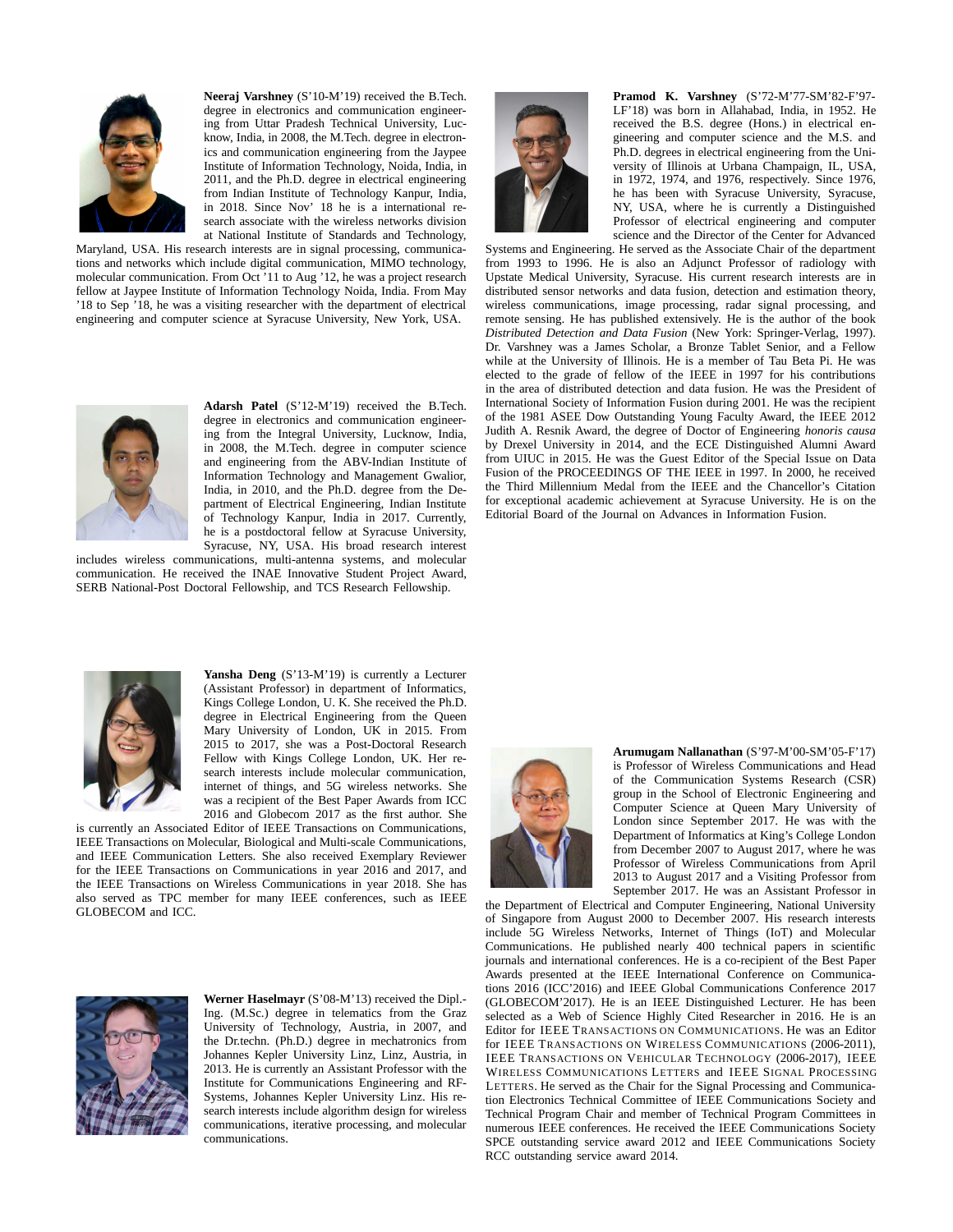**Neeraj Varshney** (S'10-M'19) received the B.Tech. degree in electronics and communication engineering from Uttar Pradesh Technical University, Lucknow, India, in 2008, the M.Tech. degree in electronics and communication engineering from the Jaypee Institute of Information Technology, Noida, India, in 2011, and the Ph.D. degree in electrical engineering from Indian Institute of Technology Kanpur, India, in 2018. Since Nov' 18 he is a international research associate with the wireless networks division at National Institute of Standards and Technology, Maryland, USA. His research interests are in signal processing, communications and networks which include digital communication, MIMO technology, molecular communication. From Oct '11 to Aug '12, he was a project research fellow at Jaypee Institute of Information Technology Noida, India. From May '18 to Sep '18, he was a visiting researcher with the department of electrical engineering and computer science at Syracuse University, New York, USA.

**Adarsh Patel** (S'12-M'19) received the B.Tech. degree in electronics and communication engineering from the Integral University, Lucknow, India, in 2008, the M.Tech. degree in computer science and engineering from the ABV-Indian Institute of Information Technology and Management Gwalior, India, in 2010, and the Ph.D. degree from the Department of Electrical Engineering, Indian Institute of Technology Kanpur, India in 2017. Currently, he is a postdoctoral fellow at Syracuse University, Syracuse, NY, USA. His broad research interest includes wireless communications, multi-antenna systems, and molecular communication. He received the INAE Innovative Student Project Award, SERB National-Post Doctoral Fellowship, and TCS Research Fellowship.

**Yansha Deng** (S'13-M'19) is currently a Lecturer (Assistant Professor) in department of Informatics, Kings College London, U. K. She received the Ph.D. degree in Electrical Engineering from the Queen Mary University of London, UK in 2015. From 2015 to 2017, she was a Post-Doctoral Research Fellow with Kings College London, UK. Her research interests include molecular communication, internet of things, and 5G wireless networks. She was a recipient of the Best Paper Awards from ICC 2016 and Globecom 2017 as the first author. She is currently an Associated Editor of IEEE Transactions on Communications, IEEE Transactions on Molecular, Biological and Multi-scale Communications, and IEEE Communication Letters. She also received Exemplary Reviewer for the IEEE Transactions on Communications in year 2016 and 2017, and the IEEE Transactions on Wireless Communications in year 2018. She has also served as TPC member for many IEEE conferences, such as IEEE GLOBECOM and ICC.

**Werner Haselmayr** (S'08-M'13) received the Dipl.-Ing. (M.Sc.) degree in telematics from the Graz University of Technology, Austria, in 2007, and the Dr.techn. (Ph.D.) degree in mechatronics from Johannes Kepler University Linz, Linz, Austria, in 2013. He is currently an Assistant Professor with the Institute for Communications Engineering and RF-Systems, Johannes Kepler University Linz. His research interests include algorithm design for wireless communications, iterative processing, and molecular communications.

**Pramod K. Varshney** (S'72-M'77-SM'82-F'97-LF'18) was born in Allahabad, India, in 1952. He received the B.S. degree (Hons.) in electrical engineering and computer science and the M.S. and Ph.D. degrees in electrical engineering from the University of Illinois at Urbana Champaign, IL, USA, in 1972, 1974, and 1976, respectively. Since 1976, he has been with Syracuse University, Syracuse, NY, USA, where he is currently a Distinguished Professor of electrical engineering and computer science and the Director of the Center for Advanced Systems and Engineering. He served as the Associate Chair of the department from 1993 to 1996. He is also an Adjunct Professor of radiology with Upstate Medical University, Syracuse. His current research interests are in distributed sensor networks and data fusion, detection and estimation theory, wireless communications, image processing, radar signal processing, and remote sensing. He has published extensively. He is the author of the book *Distributed Detection and Data Fusion* (New York: Springer-Verlag, 1997). Dr. Varshney was a James Scholar, a Bronze Tablet Senior, and a Fellow while at the University of Illinois. He is a member of Tau Beta Pi. He was elected to the grade of fellow of the IEEE in 1997 for his contributions in the area of distributed detection and data fusion. He was the President of International Society of Information Fusion during 2001. He was the recipient of the 1981 ASEE Dow Outstanding Young Faculty Award, the IEEE 2012 Judith A. Resnik Award, the degree of Doctor of Engineering *honoris causa* by Drexel University in 2014, and the ECE Distinguished Alumni Award from UIUC in 2015. He was the Guest Editor of the Special Issue on Data Fusion of the PROCEEDINGS OF THE IEEE in 1997. In 2000, he received the Third Millennium Medal from the IEEE and the Chancellor's Citation for exceptional academic achievement at Syracuse University. He is on the Editorial Board of the Journal on Advances in Information Fusion.

**Arumugam Nallanathan** (S'97-M'00-SM'05-F'17) is Professor of Wireless Communications and Head of the Communication Systems Research (CSR) group in the School of Electronic Engineering and Computer Science at Queen Mary University of London since September 2017. He was with the Department of Informatics at King's College London from December 2007 to August 2017, where he was Professor of Wireless Communications from April 2013 to August 2017 and a Visiting Professor from September 2017. He was an Assistant Professor in the Department of Electrical and Computer Engineering, National University of Singapore from August 2000 to December 2007. His research interests include 5G Wireless Networks, Internet of Things (IoT) and Molecular Communications. He published nearly 400 technical papers in scientific journals and international conferences. He is a co-recipient of the Best Paper Awards presented at the IEEE International Conference on Communications 2016 (ICC'2016) and IEEE Global Communications Conference 2017 (GLOBECOM'2017). He is an IEEE Distinguished Lecturer. He has been selected as a Web of Science Highly Cited Researcher in 2016. He is an Editor for IEEE TRANSACTIONS ON COMMUNICATIONS. He was an Editor for IEEE TRANSACTIONS ON WIRELESS COMMUNICATIONS (2006-2011), IEEE TRANSACTIONS ON VEHICULAR TECHNOLOGY (2006-2017), IEEE WIRELESS COMMUNICATIONS LETTERS and IEEE SIGNAL PROCESSING LETTERS. He served as the Chair for the Signal Processing and Communication Electronics Technical Committee of IEEE Communications Society and Technical Program Chair and member of Technical Program Committees in numerous IEEE conferences. He received the IEEE Communications Society SPCE outstanding service award 2012 and IEEE Communications Society RCC outstanding service award 2014.